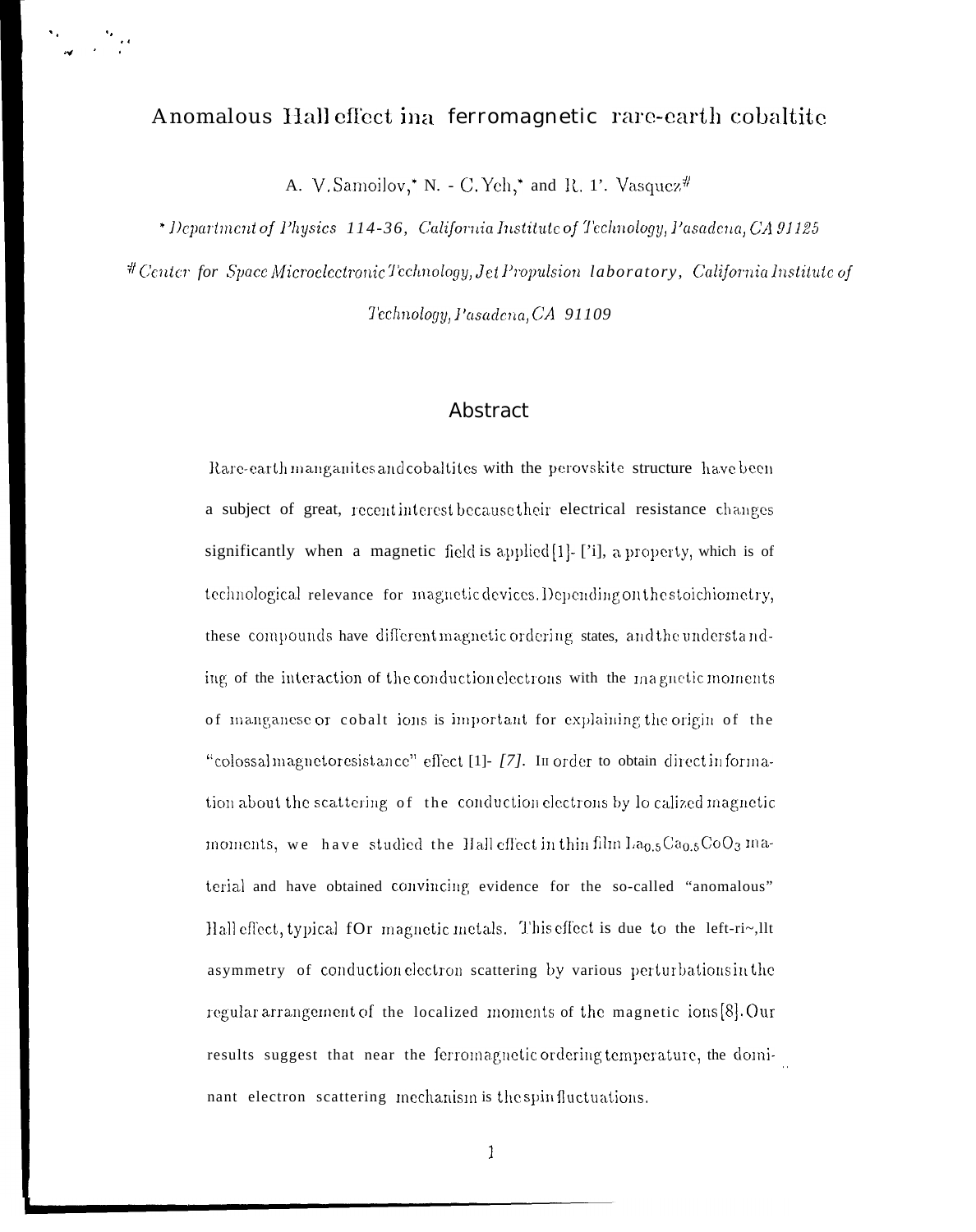# Anomalous Hall effect in a ferromagnetic rare-earth cobaltite

A. V. Samoilov,* N. - C. Yeh,* and R. P. Vasquez#

* *Department of Physics 114-36, California Institute of Technology, Pasadena, CA 91125*

# *Center for Space Microelectronic Technology, Jet Propulsion laboratory, California Institute of Technology, Pasadena, CA 91109*

## Abstract

Rare-earth manganites and cobaltites with the perovskite structure have been a subject of great, recent interest because their electrical resistance changes significantly when a magnetic field is applied [1]- [7], a property, which is of technological relevance for magnetic devices. Depending on the stoichiometry, these compounds have different magnetic ordering states, and the understanding of the interaction of the conduction electrons with the magnetic moments of manganese or cobalt ions is important for explaining the origin of the "colossal magnetoresistance" effect [1]- [7]. In order to obtain direct information about the scattering of the conduction electrons by localized magnetic moments, we have studied the Hall effect in thin film $La_{0.5}Ca_{0.5}CoO_3$ material and have obtained convincing evidence for the so-called "anomalous" Hall effect, typical for magnetic metals. This effect is due to the left-right asymmetry of conduction electron scattering by various perturbations in the regular arrangement of the localized moments of the magnetic ions [8]. Our results suggest that near the ferromagnetic ordering temperature, the dominant electron scattering mechanism is the spin fluctuations.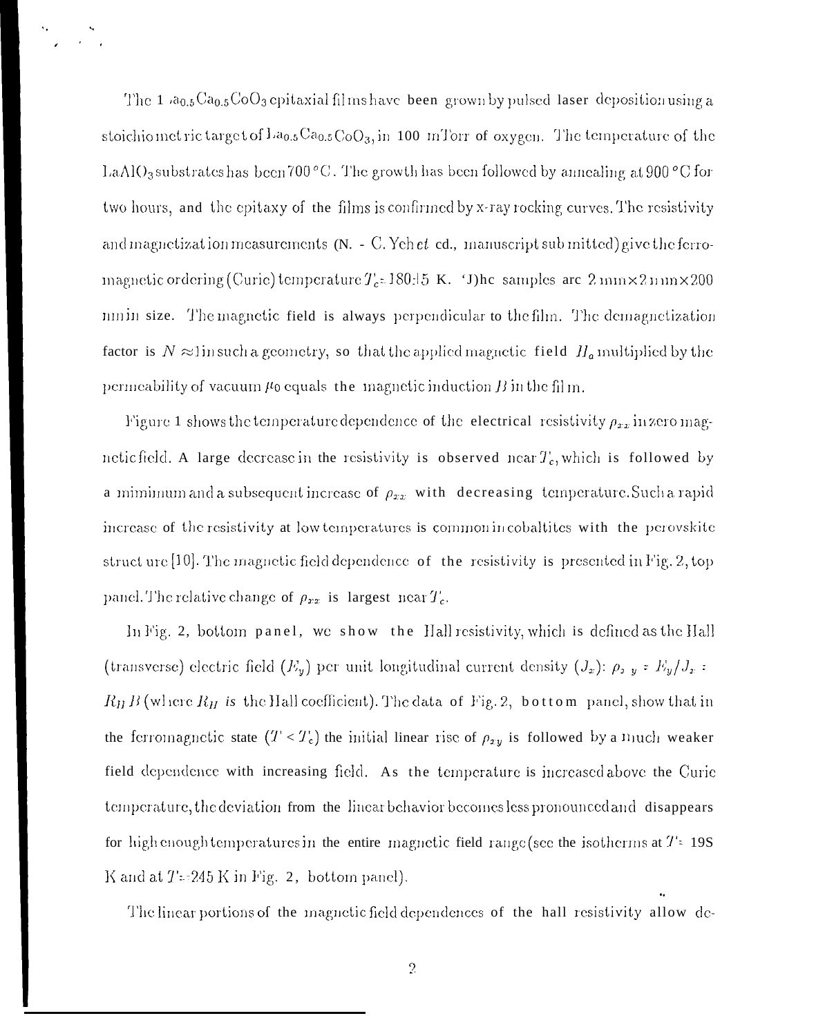The $La_{0.5}Ca_{0.5}CoO_3$ epitaxial films have been grown by pulsed laser deposition using a stoichiometric target of $La_{0.5}Ca_{0.5}CoO_3$, in 100 mTorr of oxygen. The temperature of the $LaAlO_3$ substrates has been 700 °C. The growth has been followed by annealing at 900 °C for two hours, and the epitaxy of the films is confirmed by x-ray rocking curves. The resistivity and magnetization measurements (N. - C. Yeh *et al.*, manuscript submitted) give the ferromagnetic ordering (Curie) temperature $T_c = 180 \pm 5$ K. The samples are 2 mm×2 mm×200 nm in size. The magnetic field is always perpendicular to the film. The demagnetization factor is $N \approx 1$ in such a geometry, so that the applied magnetic field $H_a$ multiplied by the permeability of vacuum $\mu_0$ equals the magnetic induction $B$ in the film.

Figure 1 shows the temperature dependence of the electrical resistivity $\rho_{xx}$ in zero magnetic field. A large decrease in the resistivity is observed near $T_c$, which is followed by a minimum and a subsequent increase of $\rho_{xx}$ with decreasing temperature. Such a rapid increase of the resistivity at low temperatures is common in cobaltites with the perovskite structure [10]. The magnetic field dependence of the resistivity is presented in Fig. 2, top panel. The relative change of $\rho_{xx}$ is largest near $T_c$.

In Fig. 2, bottom panel, we show the Hall resistivity, which is defined as the Hall (transverse) electric field ($E_y$) per unit longitudinal current density ($J_x$): $\rho_{xy} = E_y/J_x = R_H B$ (where $R_H$ is the Hall coefficient). The data of Fig. 2, bottom panel, show that in the ferromagnetic state ($T < T_c$) the initial linear rise of $\rho_{xy}$ is followed by a much weaker field dependence with increasing field. As the temperature is increased above the Curie temperature, the deviation from the linear behavior becomes less pronounced and disappears for high enough temperatures in the entire magnetic field range (see the isotherms at $T = 195$ K and at $T = 245$ K in Fig. 2, bottom panel).

The linear portions of the magnetic field dependences of the hall resistivity allow de-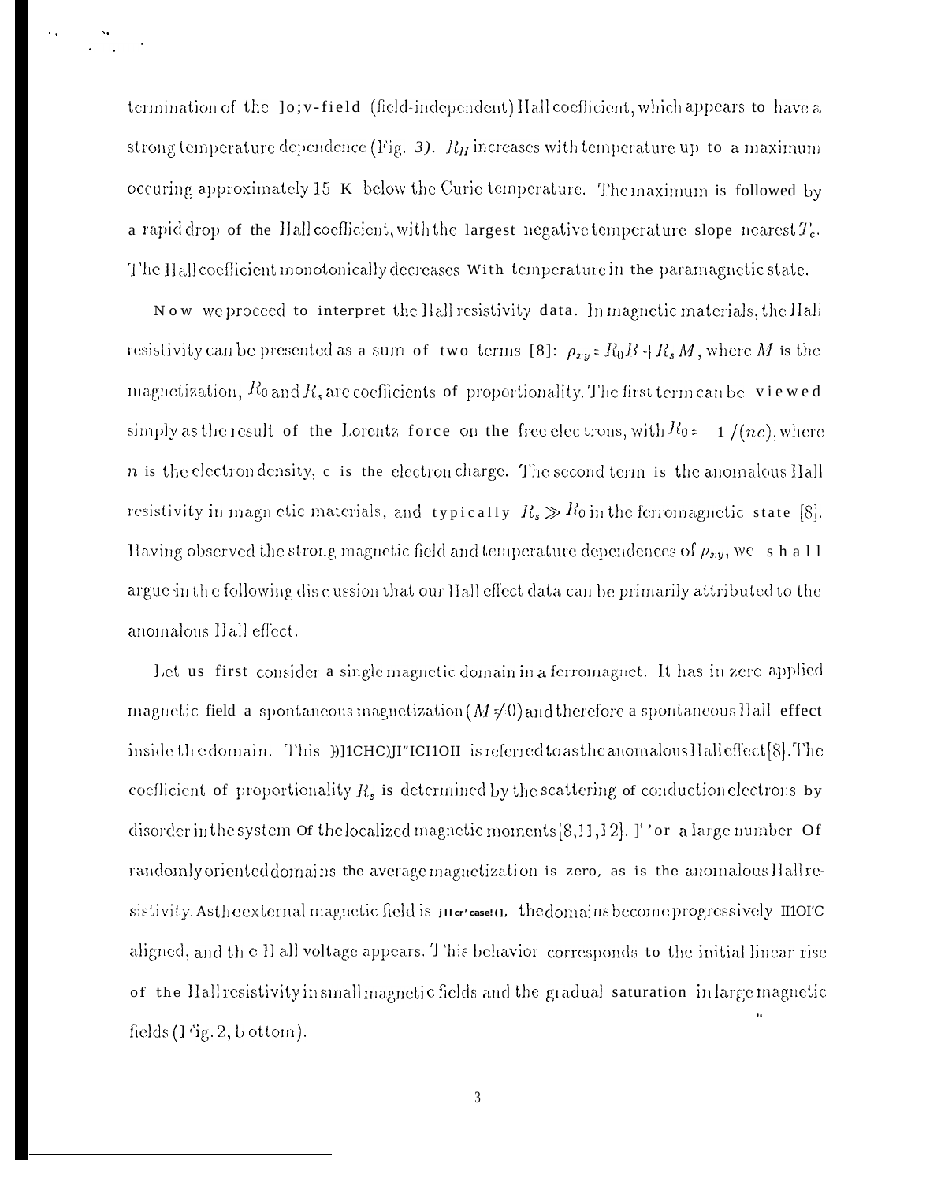termination of the low-field (field-independent) Hall coefficient, which appears to have a strong temperature dependence (Fig. 3). $R_H$ increases with temperature up to a maximum occuring approximately 15 K below the Curie temperature. The maximum is followed by a rapid drop of the Hall coefficient, with the largest negative temperature slope nearest $T_c$. The Hall coefficient monotonically decreases with temperature in the paramagnetic state.

Now we proceed to interpret the Hall resistivity data. In magnetic materials, the Hall resistivity can be presented as a sum of two terms [8]: $\rho_{xy} = R_0 B + R_s M$, where $M$ is the magnetization, $R_0$ and $R_s$ are coefficients of proportionality. The first term can be viewed simply as the result of the Lorentz force on the free electrons, with $R_0 = 1/(ne)$, where $n$ is the electron density, e is the electron charge. The second term is the anomalous Hall resistivity in magnetic materials, and typically $R_s \gg R_0$ in the ferromagnetic state [8]. Having observed the strong magnetic field and temperature dependences of $\rho_{xy}$, we shall argue in the following discussion that our Hall effect data can be primarily attributed to the anomalous Hall effect.

Let us first consider a single magnetic domain in a ferromagnet. It has in zero applied magnetic field a spontaneous magnetization ($M \neq 0$) and therefore a spontaneous Hall effect inside the domain. This phenomenon is referred to as the anomalous Hall effect [8]. The coefficient of proportionality $R_s$ is determined by the scattering of conduction electrons by disorder in the system of the localized magnetic moments [8,11,12]. For a large number of randomly oriented domains the average magnetization is zero, as is the anomalous Hall resistivity. As the external magnetic field is increased, the domains become progressively more aligned, and the Hall voltage appears. This behavior corresponds to the initial linear rise of the Hall resistivity in small magnetic fields and the gradual saturation in large magnetic fields (Fig. 2, bottom).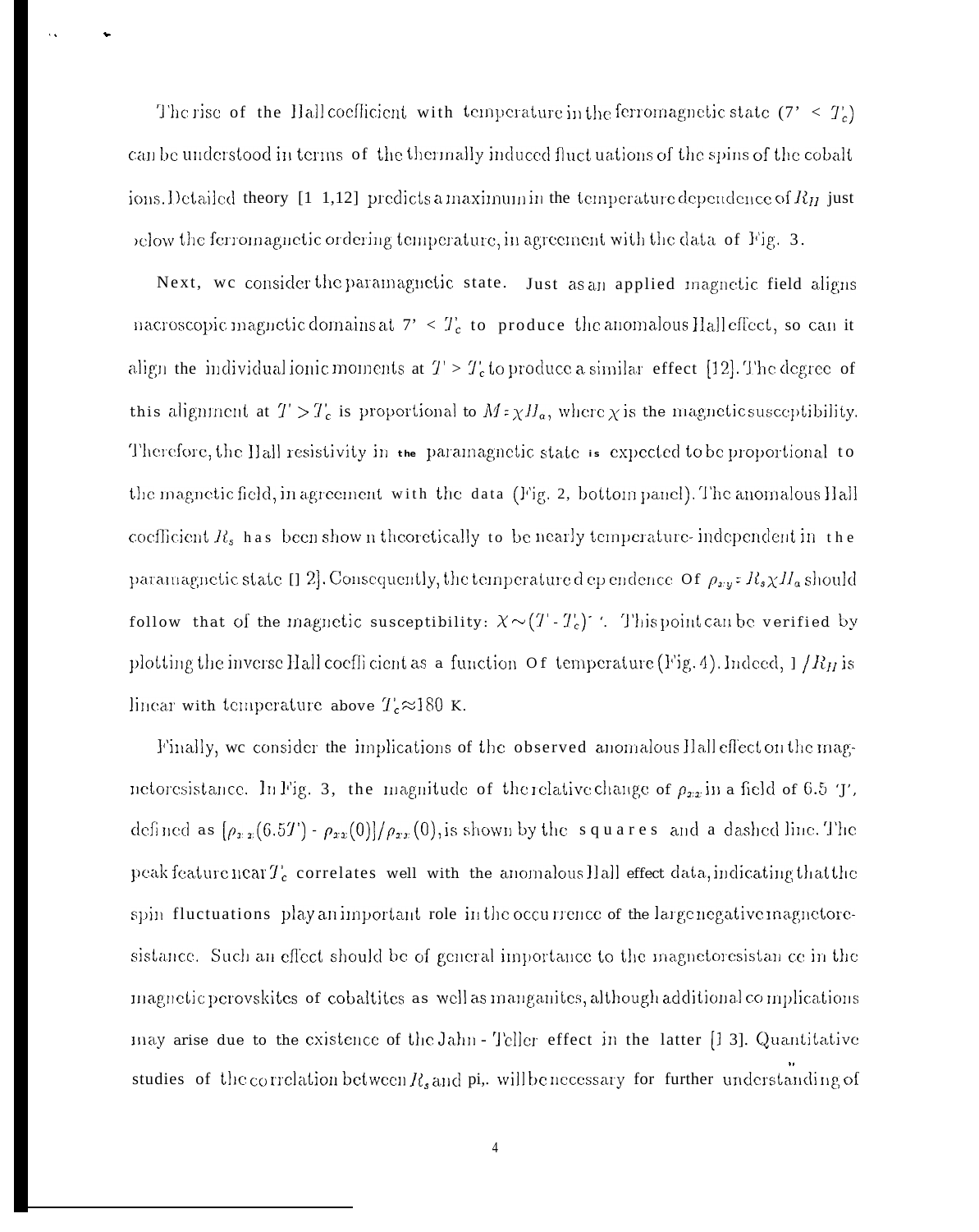The rise of the Hall coefficient with temperature in the ferromagnetic state ($T < T_c$) can be understood in terms of the thermally induced fluctuations of the spins of the cobalt ions. Detailed theory [11,12] predicts a maximum in the temperature dependence of $R_H$ just below the ferromagnetic ordering temperature, in agreement with the data of Fig. 3.

Next, we consider the paramagnetic state. Just as an applied magnetic field aligns macroscopic magnetic domains at $T < T_c$ to produce the anomalous Hall effect, so can it align the individual ionic moments at $T > T_c$ to produce a similar effect [12]. The degree of this alignment at $T > T_c$ is proportional to $M = \chi H_a$, where $\chi$ is the magnetic susceptibility. Therefore, the Hall resistivity in the paramagnetic state is expected to be proportional to the magnetic field, in agreement with the data (Fig. 2, bottom panel). The anomalous Hall coefficient $R_s$ has been shown theoretically to be nearly temperature-independent in the paramagnetic state [12]. Consequently, the temperature dependence of $\rho_{xy} = R_s \chi H_a$ should follow that of the magnetic susceptibility: $\chi \sim (T - T_c)^{-1}$. This point can be verified by plotting the inverse Hall coefficient as a function of temperature (Fig. 4). Indeed, $1/R_H$ is linear with temperature above $T_c \approx 180$ K.

Finally, we consider the implications of the observed anomalous Hall effect on the magnetoresistance. In Fig. 3, the magnitude of the relative change of $\rho_{xx}$ in a field of 6.5 T, defined as $[\rho_{xx}(6.5T) - \rho_{xx}(0)]/\rho_{xx}(0)$, is shown by the squares and a dashed line. The peak feature near $T_c$ correlates well with the anomalous Hall effect data, indicating that the spin fluctuations play an important role in the occurrence of the large negative magnetoresistance. Such an effect should be of general importance to the magnetoresistance in the magnetic perovskites of cobaltites as well as manganites, although additional complications may arise due to the existence of the Jahn-Teller effect in the latter [13]. Quantitative studies of the correlation between $R_s$ and $\rho_{xx}$ will be necessary for further understanding of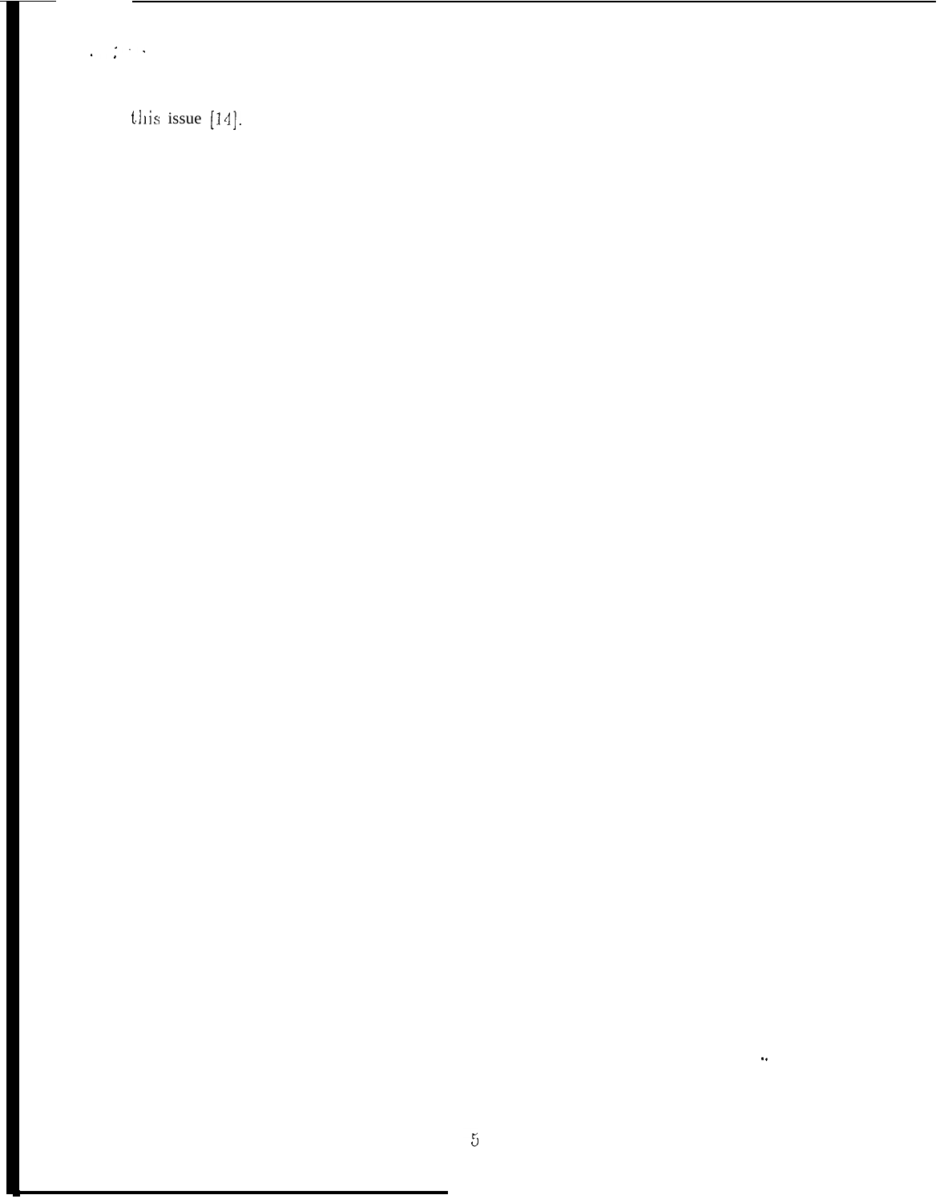this issue [14].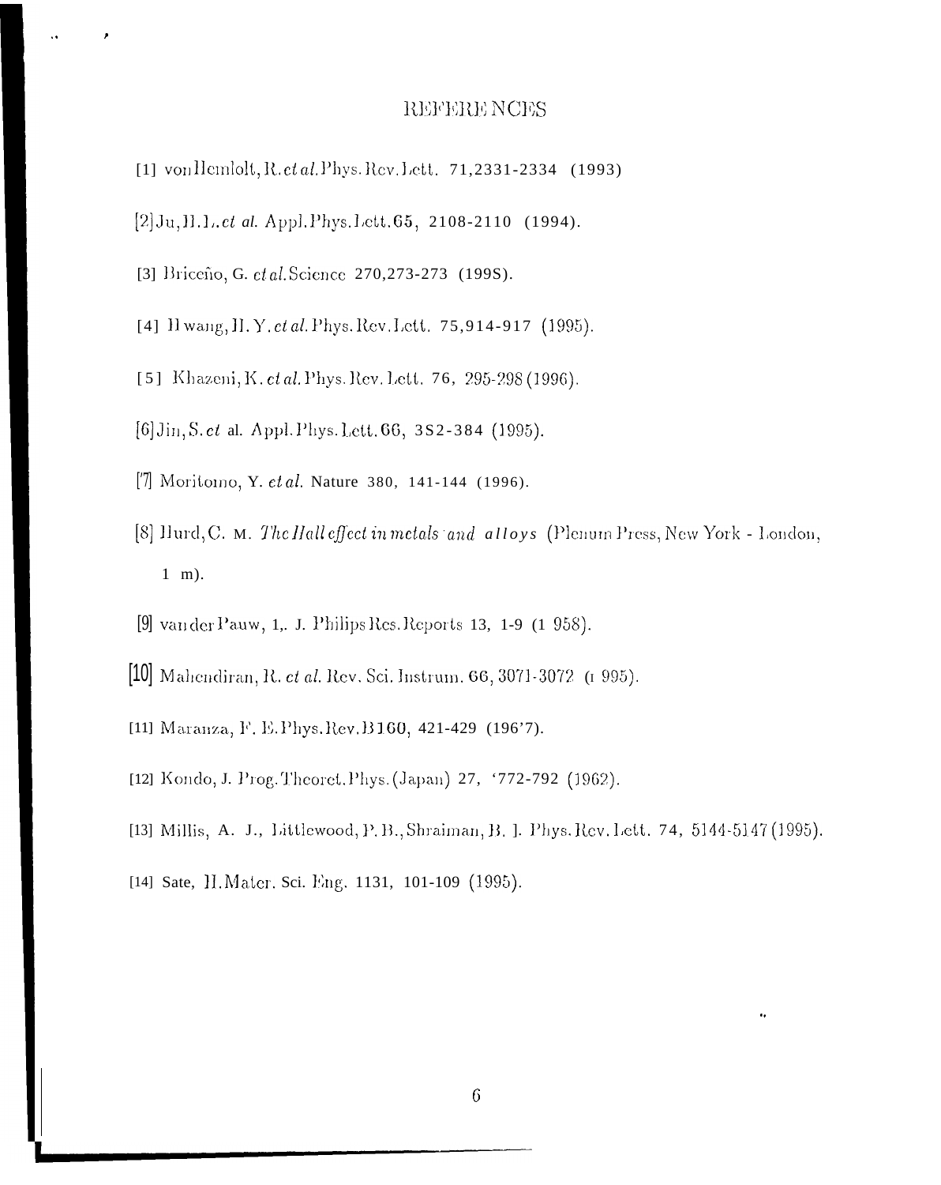# REFERENCES

[1] von Helmolt, R. *et al.* Phys. Rev. Lett. 71, 2331-2334 (1993)

[2] Ju, H. L. *et al.* Appl. Phys. Lett. 65, 2108-2110 (1994).

[3] Briceño, G. *et al.* Science 270, 273-273 (1995).

[4] Hwang, H. Y. *et al.* Phys. Rev. Lett. 75, 914-917 (1995).

[5] Khazeni, K. *et al.* Phys. Rev. Lett. 76, 295-298 (1996).

[6] Jin, S. *et al.* Appl. Phys. Lett. 66, 382-384 (1995).

[7] Moritomo, Y. *et al.* Nature 380, 141-144 (1996).

[8] Hurd, C. M. *The Hall effect in metals and alloys* (Plenum Press, New York - London, 1 m).

[9] van der Pauw, L. J. Philips Res. Reports 13, 1-9 (1 958).

[10] Mahendiran, R. *et al.* Rev. Sci. Instrum. 66, 3071-3072 (1 995).

[11] Maranza, F. E. Phys. Rev. B160, 421-429 (1967).

[12] Kondo, J. Prog. Theoret. Phys. (Japan) 27, 772-792 (1962).

[13] Millis, A. J., Littlewood, P. B., Shraiman, B. I. Phys. Rev. Lett. 74, 5144-5147 (1995).

[14] Sate, H. Mater. Sci. Eng. B131, 101-109 (1995).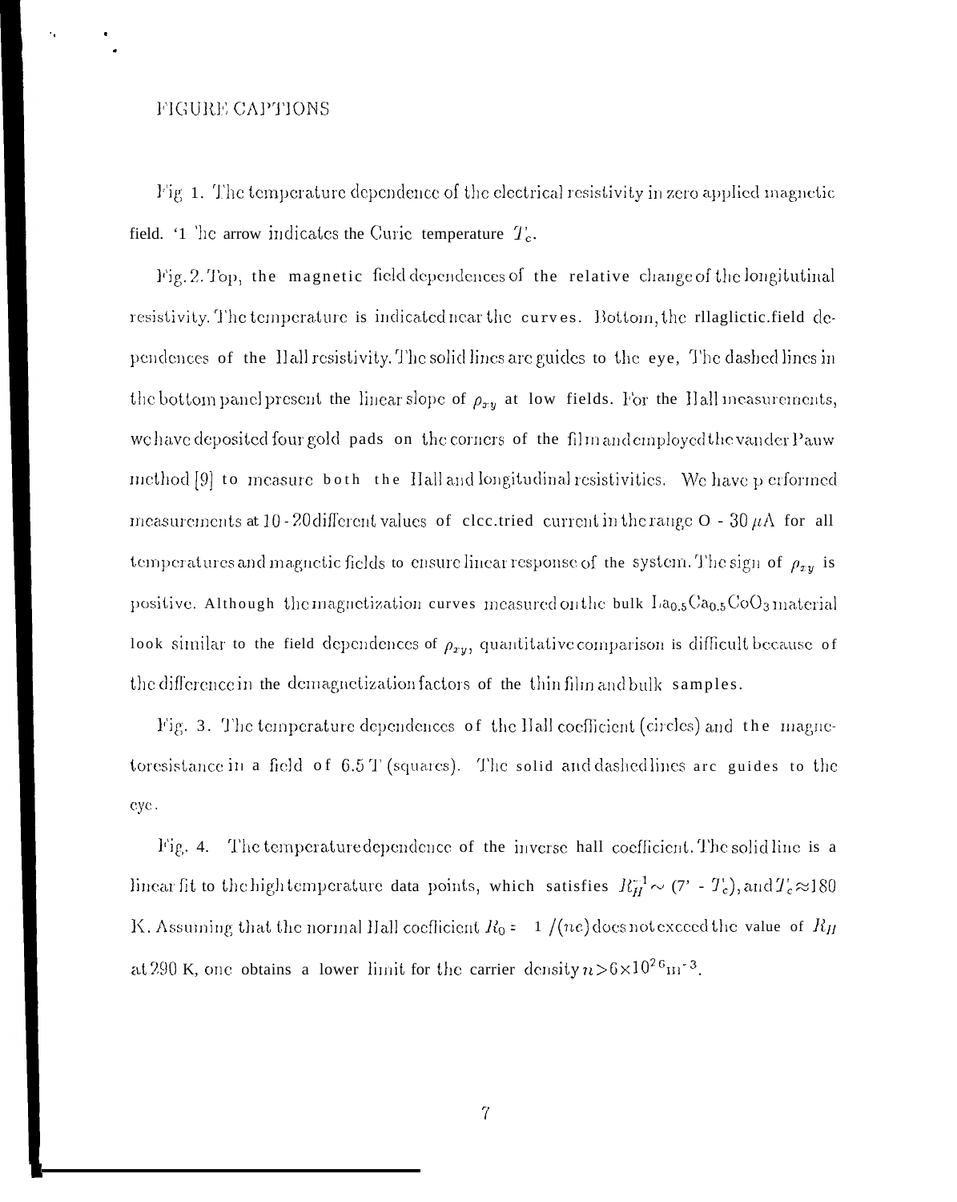# FIGURE CAPTIONS

Fig 1. The temperature dependence of the electrical resistivity in zero applied magnetic field. The arrow indicates the Curie temperature $T_c$.

Fig. 2. Top, the magnetic field dependences of the relative change of the longitutinal resistivity. The temperature is indicated near the curves. Bottom, the magnetic-field dependences of the Hall resistivity. The solid lines are guides to the eye, The dashed lines in the bottom panel present the linear slope of $\rho_{xy}$ at low fields. For the Hall measurements, we have deposited four gold pads on the corners of the film and employed the van der Pauw method [9] to measure both the Hall and longitudinal resistivities. We have performed measurements at 10 - 20 different values of electric current in the range 0 - 30 $\mu$A for all temperatures and magnetic fields to ensure linear response of the system. The sign of $\rho_{xy}$ is positive. Although the magnetization curves measured on the bulk $La_{0.5}Ca_{0.5}CoO_3$ material look similar to the field dependences of $\rho_{xy}$, quantitative comparison is difficult because of the difference in the demagnetization factors of the thin film and bulk samples.

Fig. 3. The temperature dependences of the Hall coefficient (circles) and the magnetoresistance in a field of 6.5 T (squares). The solid and dashed lines are guides to the eye.

Fig. 4. The temperature dependence of the inverse hall coefficient. The solid line is a linear fit to the high temperature data points, which satisfies $R_H^{-1} \sim (T - T_c)$, and $T_c \approx 180$ K. Assuming that the normal Hall coefficient $R_0 = 1/(ne)$ does not exceed the value of $R_H$ at 290 K, one obtains a lower limit for the carrier density $n > 6 \times 10^{26}\,m^{-3}$.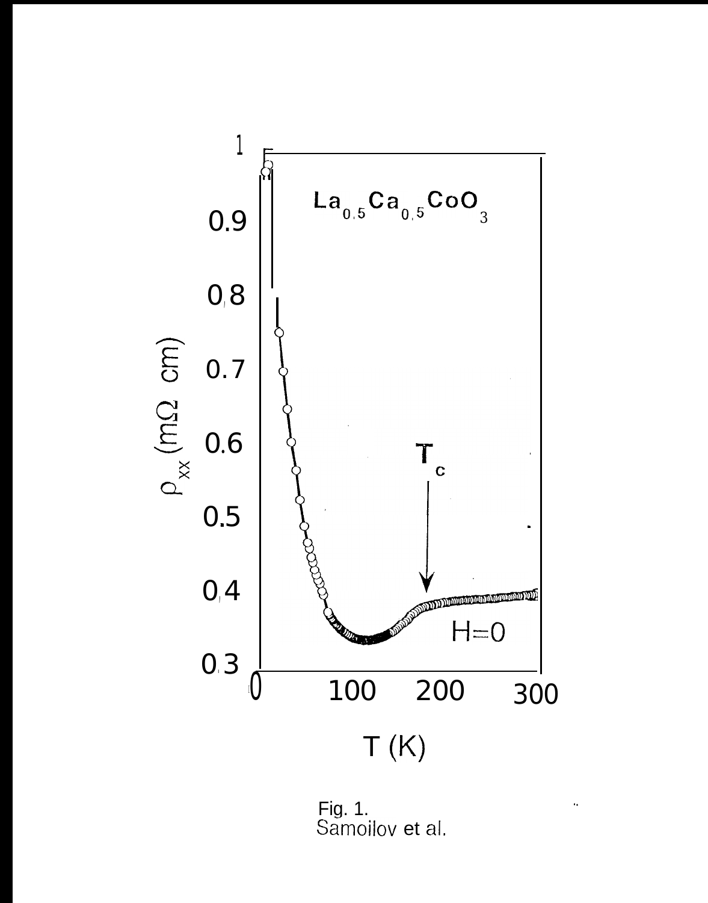Fig. 1.
Samoilov et al.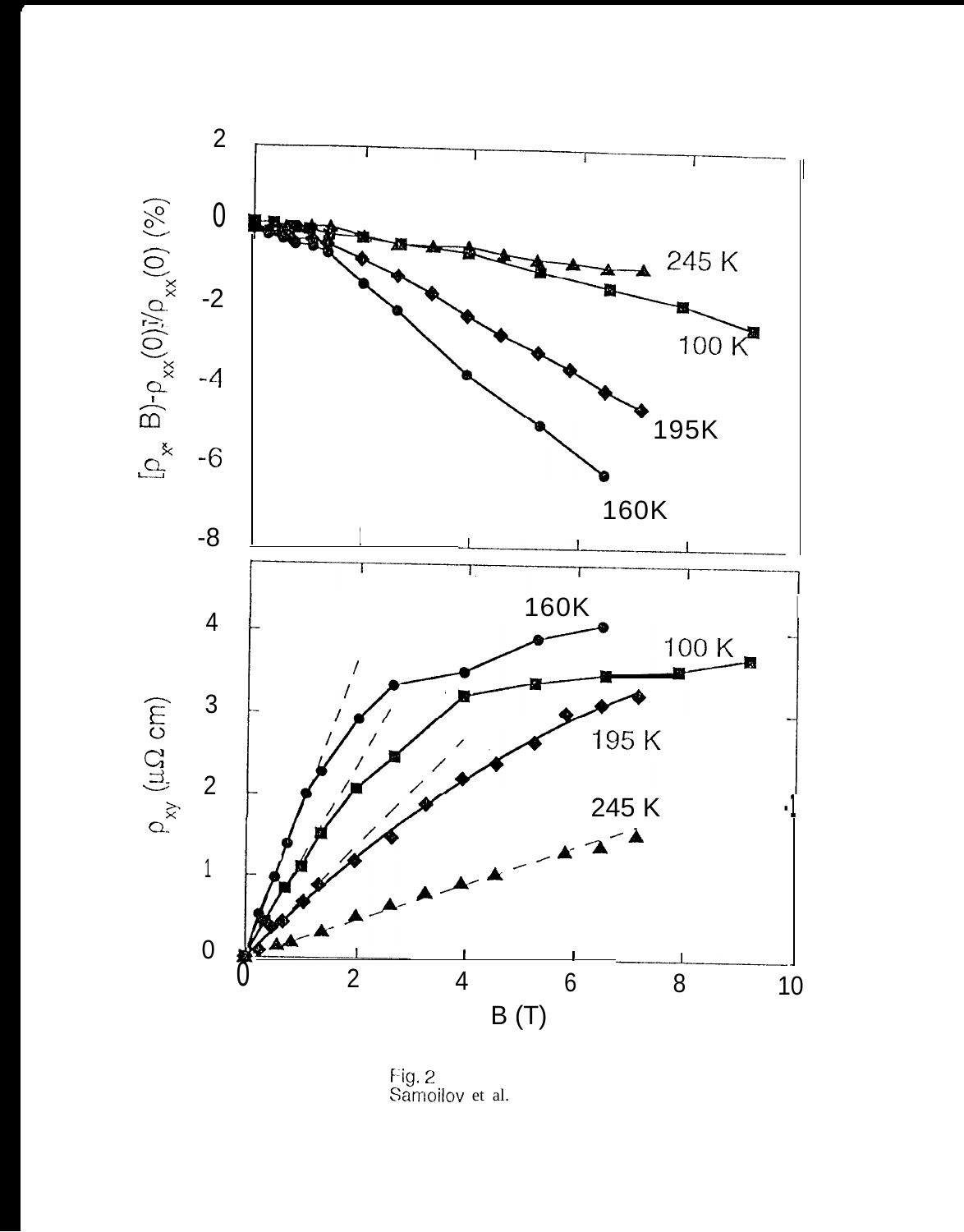Fig. 2
Samoilov et al.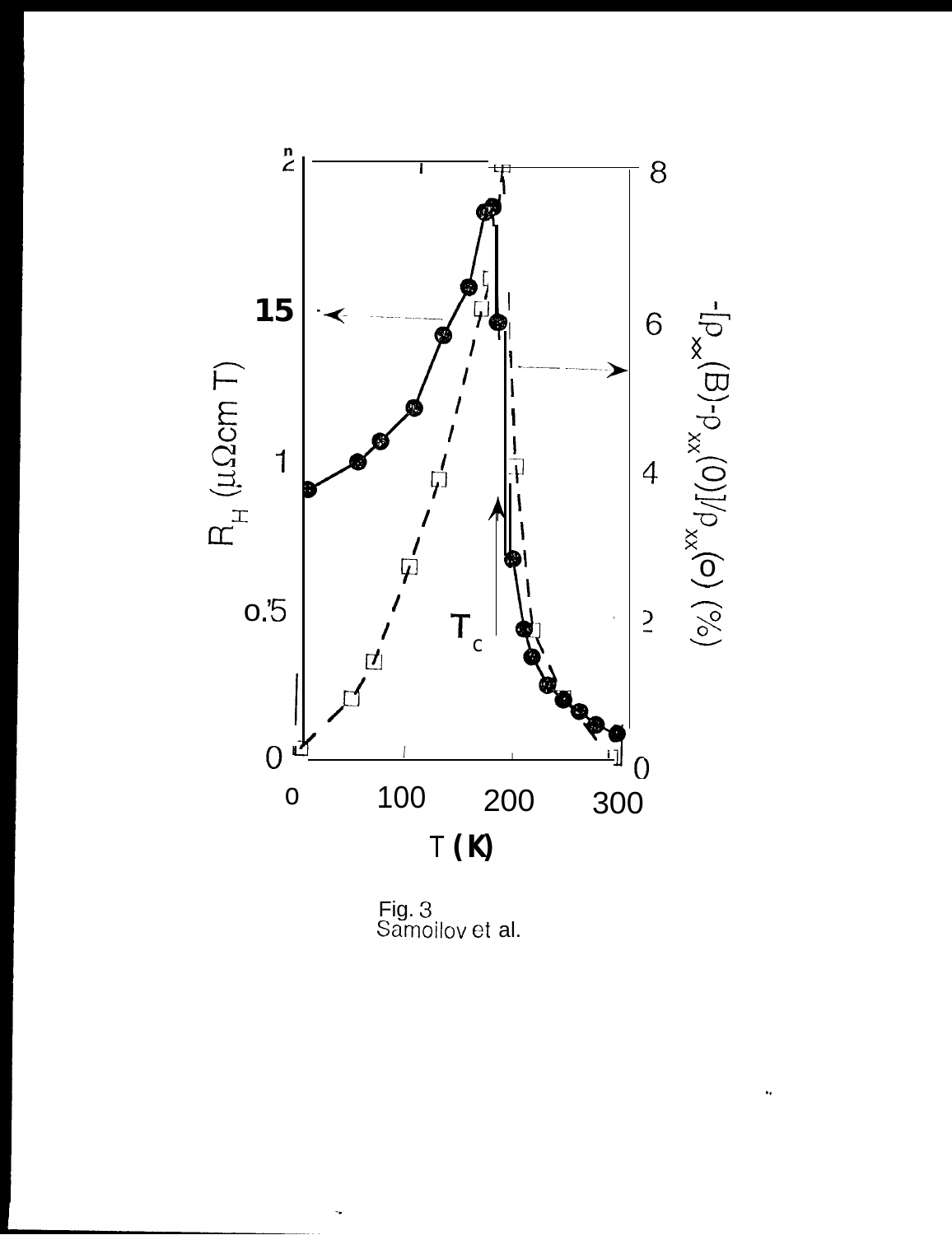Fig. 3
Samoilov et al.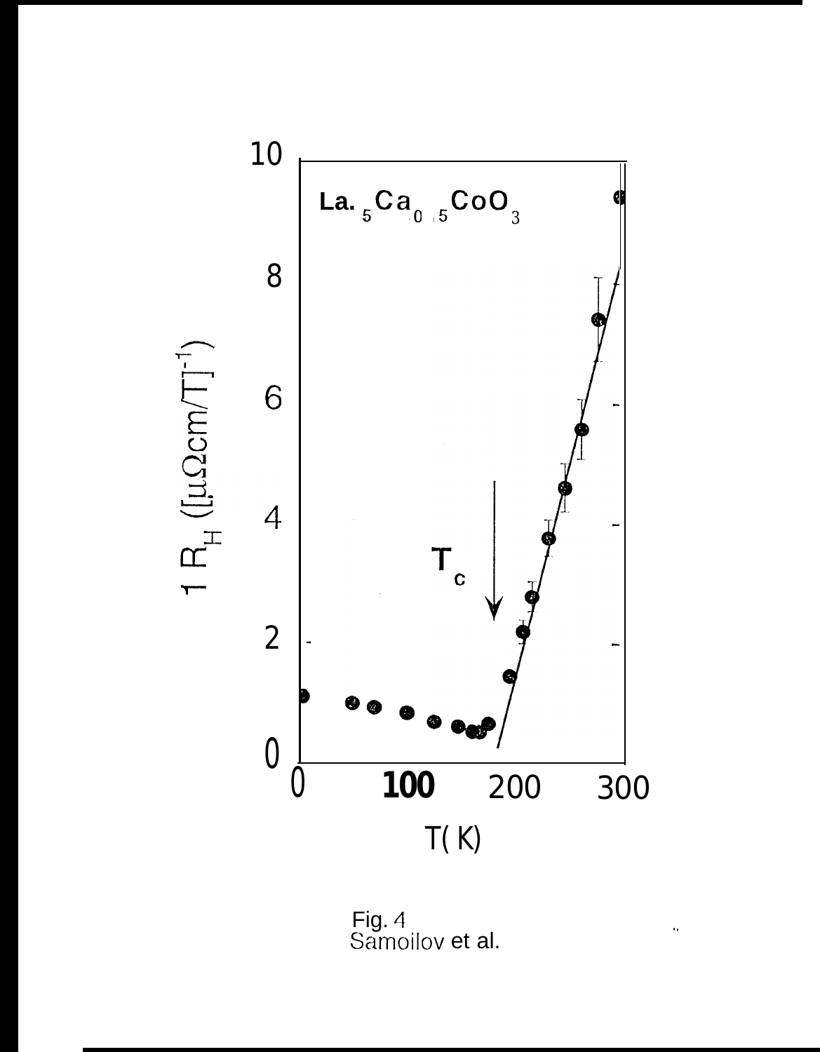10

$La_{.5}Ca_{0.5}CoO_3$

8

6

4

2

0

$T_c$

$1/R_H$ ($[\mu\Omega cm/T]^{-1}$)

0 100 200 300

T(K)

Fig. 4
Samoilov et al.